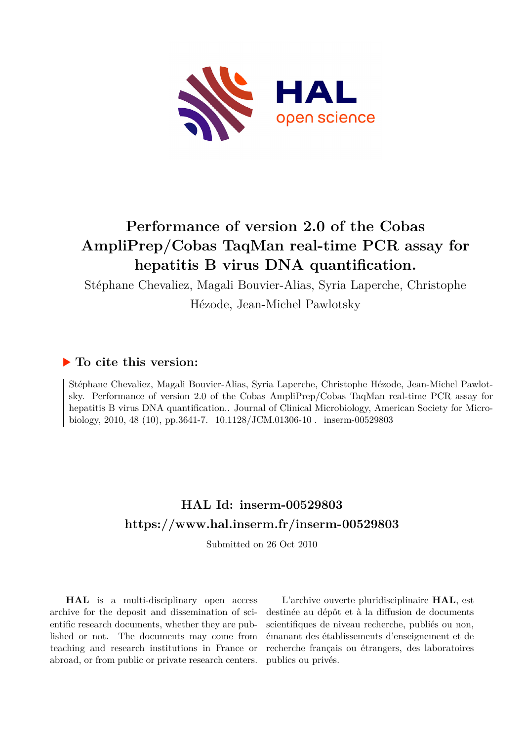# Performance of version 2.0 of the Cobas AmpliPrep/Cobas TaqMan real-time PCR assay for hepatitis B virus DNA quantification.

Stéphane Chevaliez, Magali Bouvier-Alias, Syria Laperche, Christophe Hézode, Jean-Michel Pawlotsky

## ▶ To cite this version:

Stéphane Chevaliez, Magali Bouvier-Alias, Syria Laperche, Christophe Hézode, Jean-Michel Pawlotsky. Performance of version 2.0 of the Cobas AmpliPrep/Cobas TaqMan real-time PCR assay for hepatitis B virus DNA quantification.. Journal of Clinical Microbiology, American Society for Microbiology, 2010, 48 (10), pp.3641-7. 10.1128/JCM.01306-10 . inserm-00529803

## HAL Id: inserm-00529803
## https://www.hal.inserm.fr/inserm-00529803

Submitted on 26 Oct 2010

**HAL** is a multi-disciplinary open access archive for the deposit and dissemination of scientific research documents, whether they are published or not. The documents may come from teaching and research institutions in France or abroad, or from public or private research centers.

L'archive ouverte pluridisciplinaire **HAL**, est destinée au dépôt et à la diffusion de documents scientifiques de niveau recherche, publiés ou non, émanant des établissements d'enseignement et de recherche français ou étrangers, des laboratoires publics ou privés.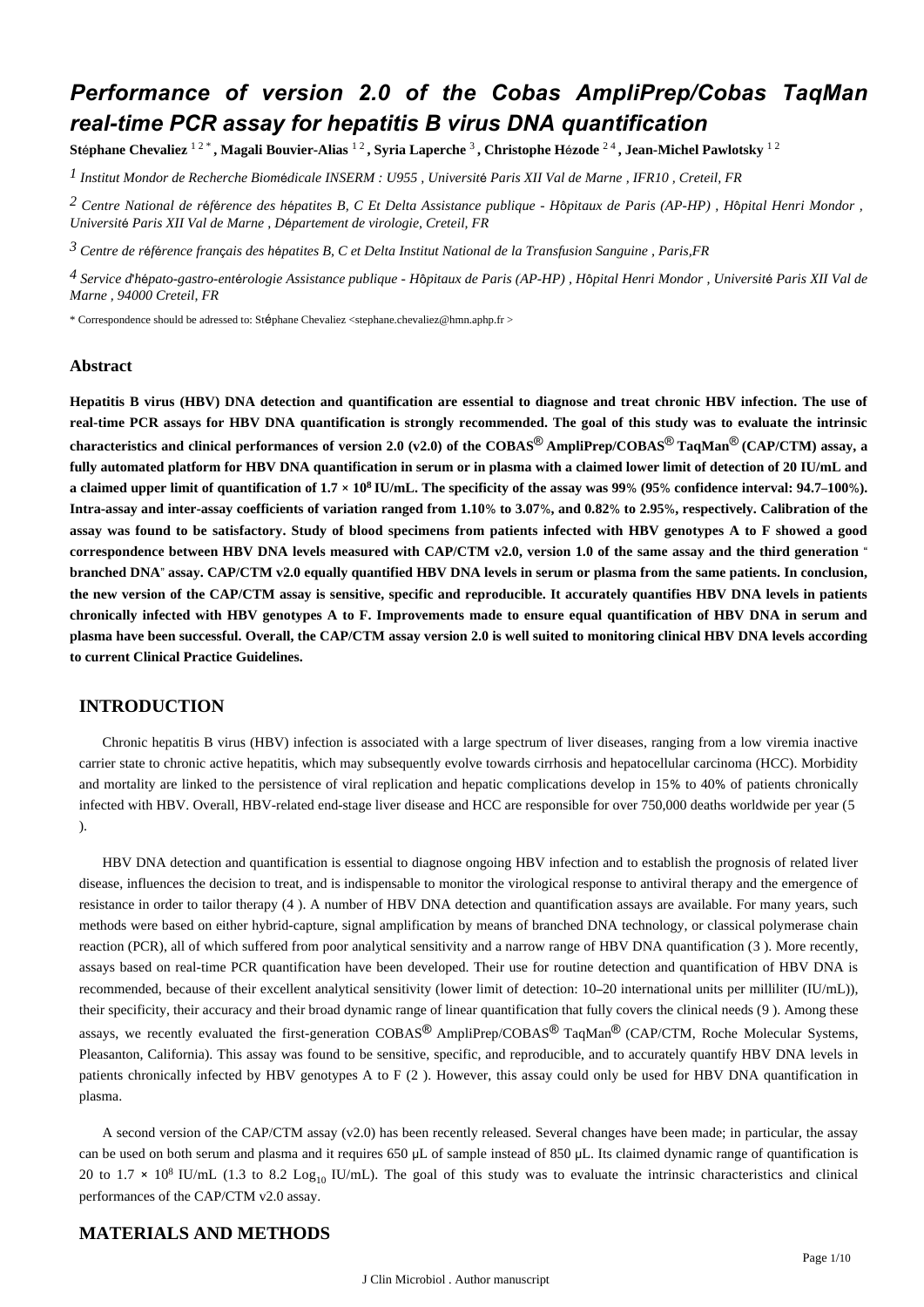# Performance of version 2.0 of the Cobas AmpliPrep/Cobas TaqMan real-time PCR assay for hepatitis B virus DNA quantification

**Stéphane Chevaliez** [1 2 *] **, Magali Bouvier-Alias** [1 2] **, Syria Laperche** [3] **, Christophe Hézode** [2 4] **, Jean-Michel Pawlotsky** [1 2]

[1] *Institut Mondor de Recherche Biomédicale INSERM : U955 , Université Paris XII Val de Marne , IFR10 , Creteil, FR*

[2] *Centre National de référence des hépatites B, C Et Delta Assistance publique - Hôpitaux de Paris (AP-HP) , Hôpital Henri Mondor , Université Paris XII Val de Marne , Département de virologie, Creteil, FR*

[3] *Centre de référence français des hépatites B, C et Delta Institut National de la Transfusion Sanguine , Paris,FR*

[4] *Service d'hépato-gastro-entérologie Assistance publique - Hôpitaux de Paris (AP-HP) , Hôpital Henri Mondor , Université Paris XII Val de Marne , 94000 Creteil, FR*

\* Correspondence should be adressed to: Stéphane Chevaliez <stephane.chevaliez@hmn.aphp.fr >

### Abstract

**Hepatitis B virus (HBV) DNA detection and quantification are essential to diagnose and treat chronic HBV infection. The use of real-time PCR assays for HBV DNA quantification is strongly recommended. The goal of this study was to evaluate the intrinsic characteristics and clinical performances of version 2.0 (v2.0) of the COBAS® AmpliPrep/COBAS® TaqMan® (CAP/CTM) assay, a fully automated platform for HBV DNA quantification in serum or in plasma with a claimed lower limit of detection of 20 IU/mL and a claimed upper limit of quantification of 1.7 × $10^8$ IU/mL. The specificity of the assay was 99% (95% confidence interval: 94.7–100%). Intra-assay and inter-assay coefficients of variation ranged from 1.10% to 3.07%, and 0.82% to 2.95%, respectively. Calibration of the assay was found to be satisfactory. Study of blood specimens from patients infected with HBV genotypes A to F showed a good correspondence between HBV DNA levels measured with CAP/CTM v2.0, version 1.0 of the same assay and the third generation " branched DNA" assay. CAP/CTM v2.0 equally quantified HBV DNA levels in serum or plasma from the same patients. In conclusion, the new version of the CAP/CTM assay is sensitive, specific and reproducible. It accurately quantifies HBV DNA levels in patients chronically infected with HBV genotypes A to F. Improvements made to ensure equal quantification of HBV DNA in serum and plasma have been successful. Overall, the CAP/CTM assay version 2.0 is well suited to monitoring clinical HBV DNA levels according to current Clinical Practice Guidelines.**

## INTRODUCTION

Chronic hepatitis B virus (HBV) infection is associated with a large spectrum of liver diseases, ranging from a low viremia inactive carrier state to chronic active hepatitis, which may subsequently evolve towards cirrhosis and hepatocellular carcinoma (HCC). Morbidity and mortality are linked to the persistence of viral replication and hepatic complications develop in 15% to 40% of patients chronically infected with HBV. Overall, HBV-related end-stage liver disease and HCC are responsible for over 750,000 deaths worldwide per year (5 ).

HBV DNA detection and quantification is essential to diagnose ongoing HBV infection and to establish the prognosis of related liver disease, influences the decision to treat, and is indispensable to monitor the virological response to antiviral therapy and the emergence of resistance in order to tailor therapy (4 ). A number of HBV DNA detection and quantification assays are available. For many years, such methods were based on either hybrid-capture, signal amplification by means of branched DNA technology, or classical polymerase chain reaction (PCR), all of which suffered from poor analytical sensitivity and a narrow range of HBV DNA quantification (3 ). More recently, assays based on real-time PCR quantification have been developed. Their use for routine detection and quantification of HBV DNA is recommended, because of their excellent analytical sensitivity (lower limit of detection: 10–20 international units per milliliter (IU/mL)), their specificity, their accuracy and their broad dynamic range of linear quantification that fully covers the clinical needs (9 ). Among these assays, we recently evaluated the first-generation COBAS® AmpliPrep/COBAS® TaqMan® (CAP/CTM, Roche Molecular Systems, Pleasanton, California). This assay was found to be sensitive, specific, and reproducible, and to accurately quantify HBV DNA levels in patients chronically infected by HBV genotypes A to F (2 ). However, this assay could only be used for HBV DNA quantification in plasma.

A second version of the CAP/CTM assay (v2.0) has been recently released. Several changes have been made; in particular, the assay can be used on both serum and plasma and it requires 650 μL of sample instead of 850 μL. Its claimed dynamic range of quantification is 20 to 1.7 × $10^8$ IU/mL (1.3 to 8.2 $Log_{10}$ IU/mL). The goal of this study was to evaluate the intrinsic characteristics and clinical performances of the CAP/CTM v2.0 assay.

## MATERIALS AND METHODS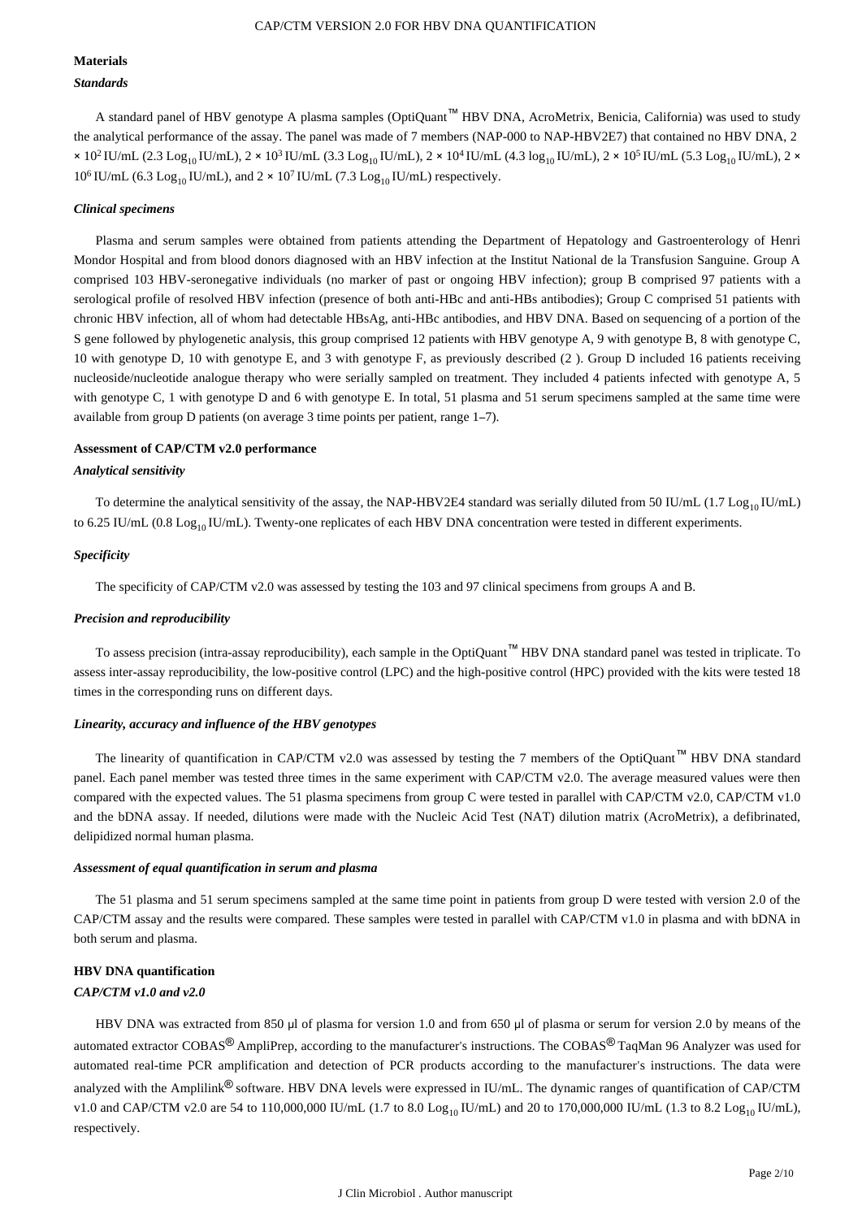## Materials

### *Standards*

A standard panel of HBV genotype A plasma samples (OptiQuant™ HBV DNA, AcroMetrix, Benicia, California) was used to study the analytical performance of the assay. The panel was made of 7 members (NAP-000 to NAP-HBV2E7) that contained no HBV DNA, $2 \times 10^2$ IU/mL (2.3 $Log_{10}$ IU/mL), $2 \times 10^3$ IU/mL (3.3 $Log_{10}$ IU/mL), $2 \times 10^4$ IU/mL (4.3 $log_{10}$ IU/mL), $2 \times 10^5$ IU/mL (5.3 $Log_{10}$ IU/mL), $2 \times 10^6$ IU/mL (6.3 $Log_{10}$ IU/mL), and $2 \times 10^7$ IU/mL (7.3 $Log_{10}$ IU/mL) respectively.

### *Clinical specimens*

Plasma and serum samples were obtained from patients attending the Department of Hepatology and Gastroenterology of Henri Mondor Hospital and from blood donors diagnosed with an HBV infection at the Institut National de la Transfusion Sanguine. Group A comprised 103 HBV-seronegative individuals (no marker of past or ongoing HBV infection); group B comprised 97 patients with a serological profile of resolved HBV infection (presence of both anti-HBc and anti-HBs antibodies); Group C comprised 51 patients with chronic HBV infection, all of whom had detectable HBsAg, anti-HBc antibodies, and HBV DNA. Based on sequencing of a portion of the S gene followed by phylogenetic analysis, this group comprised 12 patients with HBV genotype A, 9 with genotype B, 8 with genotype C, 10 with genotype D, 10 with genotype E, and 3 with genotype F, as previously described (2 ). Group D included 16 patients receiving nucleoside/nucleotide analogue therapy who were serially sampled on treatment. They included 4 patients infected with genotype A, 5 with genotype C, 1 with genotype D and 6 with genotype E. In total, 51 plasma and 51 serum specimens sampled at the same time were available from group D patients (on average 3 time points per patient, range 1–7).

## Assessment of CAP/CTM v2.0 performance

### *Analytical sensitivity*

To determine the analytical sensitivity of the assay, the NAP-HBV2E4 standard was serially diluted from 50 IU/mL (1.7 $Log_{10}$ IU/mL) to 6.25 IU/mL (0.8 $Log_{10}$ IU/mL). Twenty-one replicates of each HBV DNA concentration were tested in different experiments.

### *Specificity*

The specificity of CAP/CTM v2.0 was assessed by testing the 103 and 97 clinical specimens from groups A and B.

### *Precision and reproducibility*

To assess precision (intra-assay reproducibility), each sample in the OptiQuant™ HBV DNA standard panel was tested in triplicate. To assess inter-assay reproducibility, the low-positive control (LPC) and the high-positive control (HPC) provided with the kits were tested 18 times in the corresponding runs on different days.

### *Linearity, accuracy and influence of the HBV genotypes*

The linearity of quantification in CAP/CTM v2.0 was assessed by testing the 7 members of the OptiQuant™ HBV DNA standard panel. Each panel member was tested three times in the same experiment with CAP/CTM v2.0. The average measured values were then compared with the expected values. The 51 plasma specimens from group C were tested in parallel with CAP/CTM v2.0, CAP/CTM v1.0 and the bDNA assay. If needed, dilutions were made with the Nucleic Acid Test (NAT) dilution matrix (AcroMetrix), a defibrinated, delipidized normal human plasma.

### *Assessment of equal quantification in serum and plasma*

The 51 plasma and 51 serum specimens sampled at the same time point in patients from group D were tested with version 2.0 of the CAP/CTM assay and the results were compared. These samples were tested in parallel with CAP/CTM v1.0 in plasma and with bDNA in both serum and plasma.

## HBV DNA quantification

### *CAP/CTM v1.0 and v2.0*

HBV DNA was extracted from 850 μl of plasma for version 1.0 and from 650 μl of plasma or serum for version 2.0 by means of the automated extractor COBAS® AmpliPrep, according to the manufacturer's instructions. The COBAS® TaqMan 96 Analyzer was used for automated real-time PCR amplification and detection of PCR products according to the manufacturer's instructions. The data were analyzed with the Amplilink® software. HBV DNA levels were expressed in IU/mL. The dynamic ranges of quantification of CAP/CTM v1.0 and CAP/CTM v2.0 are 54 to 110,000,000 IU/mL (1.7 to 8.0 $Log_{10}$ IU/mL) and 20 to 170,000,000 IU/mL (1.3 to 8.2 $Log_{10}$ IU/mL), respectively.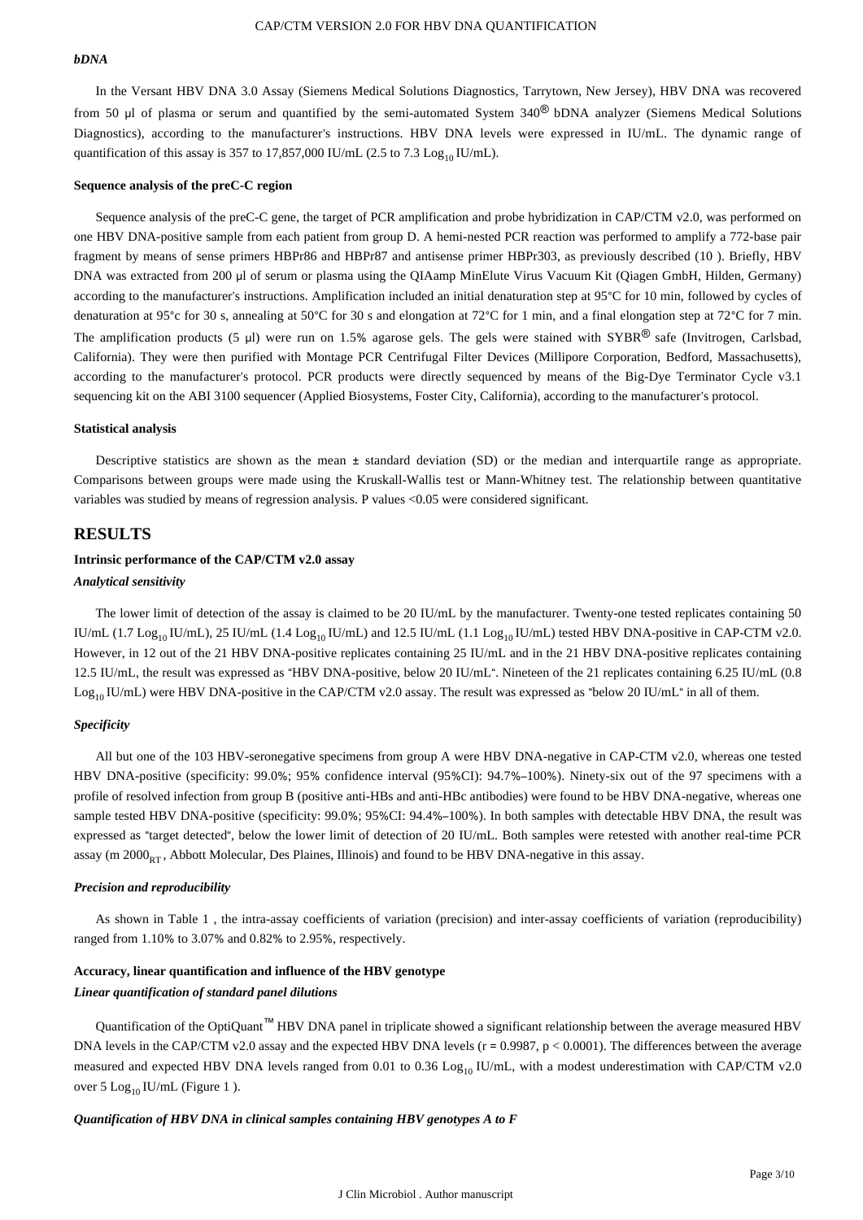### *bDNA*

In the Versant HBV DNA 3.0 Assay (Siemens Medical Solutions Diagnostics, Tarrytown, New Jersey), HBV DNA was recovered from 50 μl of plasma or serum and quantified by the semi-automated System 340® bDNA analyzer (Siemens Medical Solutions Diagnostics), according to the manufacturer's instructions. HBV DNA levels were expressed in IU/mL. The dynamic range of quantification of this assay is 357 to 17,857,000 IU/mL (2.5 to 7.3 $Log_{10}$ IU/mL).

### Sequence analysis of the preC-C region

Sequence analysis of the preC-C gene, the target of PCR amplification and probe hybridization in CAP/CTM v2.0, was performed on one HBV DNA-positive sample from each patient from group D. A hemi-nested PCR reaction was performed to amplify a 772-base pair fragment by means of sense primers HBPr86 and HBPr87 and antisense primer HBPr303, as previously described (10 ). Briefly, HBV DNA was extracted from 200 μl of serum or plasma using the QIAamp MinElute Virus Vacuum Kit (Qiagen GmbH, Hilden, Germany) according to the manufacturer's instructions. Amplification included an initial denaturation step at 95°C for 10 min, followed by cycles of denaturation at 95°c for 30 s, annealing at 50°C for 30 s and elongation at 72°C for 1 min, and a final elongation step at 72°C for 7 min. The amplification products (5 μl) were run on 1.5% agarose gels. The gels were stained with SYBR® safe (Invitrogen, Carlsbad, California). They were then purified with Montage PCR Centrifugal Filter Devices (Millipore Corporation, Bedford, Massachusetts), according to the manufacturer's protocol. PCR products were directly sequenced by means of the Big-Dye Terminator Cycle v3.1 sequencing kit on the ABI 3100 sequencer (Applied Biosystems, Foster City, California), according to the manufacturer's protocol.

### Statistical analysis

Descriptive statistics are shown as the mean ± standard deviation (SD) or the median and interquartile range as appropriate. Comparisons between groups were made using the Kruskall-Wallis test or Mann-Whitney test. The relationship between quantitative variables was studied by means of regression analysis. P values <0.05 were considered significant.

## RESULTS

### Intrinsic performance of the CAP/CTM v2.0 assay

#### *Analytical sensitivity*

The lower limit of detection of the assay is claimed to be 20 IU/mL by the manufacturer. Twenty-one tested replicates containing 50 IU/mL (1.7 $Log_{10}$ IU/mL), 25 IU/mL (1.4 $Log_{10}$ IU/mL) and 12.5 IU/mL (1.1 $Log_{10}$ IU/mL) tested HBV DNA-positive in CAP-CTM v2.0. However, in 12 out of the 21 HBV DNA-positive replicates containing 25 IU/mL and in the 21 HBV DNA-positive replicates containing 12.5 IU/mL, the result was expressed as "HBV DNA-positive, below 20 IU/mL". Nineteen of the 21 replicates containing 6.25 IU/mL (0.8 $Log_{10}$ IU/mL) were HBV DNA-positive in the CAP/CTM v2.0 assay. The result was expressed as "below 20 IU/mL" in all of them.

#### *Specificity*

All but one of the 103 HBV-seronegative specimens from group A were HBV DNA-negative in CAP-CTM v2.0, whereas one tested HBV DNA-positive (specificity: 99.0%; 95% confidence interval (95%CI): 94.7%–100%). Ninety-six out of the 97 specimens with a profile of resolved infection from group B (positive anti-HBs and anti-HBc antibodies) were found to be HBV DNA-negative, whereas one sample tested HBV DNA-positive (specificity: 99.0%; 95%CI: 94.4%–100%). In both samples with detectable HBV DNA, the result was expressed as "target detected", below the lower limit of detection of 20 IU/mL. Both samples were retested with another real-time PCR assay (m $2000_{RT}$, Abbott Molecular, Des Plaines, Illinois) and found to be HBV DNA-negative in this assay.

#### *Precision and reproducibility*

As shown in Table 1 , the intra-assay coefficients of variation (precision) and inter-assay coefficients of variation (reproducibility) ranged from 1.10% to 3.07% and 0.82% to 2.95%, respectively.

### Accuracy, linear quantification and influence of the HBV genotype

#### *Linear quantification of standard panel dilutions*

Quantification of the OptiQuant™ HBV DNA panel in triplicate showed a significant relationship between the average measured HBV DNA levels in the CAP/CTM v2.0 assay and the expected HBV DNA levels ($r = 0.9987$, $p < 0.0001$). The differences between the average measured and expected HBV DNA levels ranged from 0.01 to 0.36 $Log_{10}$ IU/mL, with a modest underestimation with CAP/CTM v2.0 over 5 $Log_{10}$ IU/mL (Figure 1 ).

#### *Quantification of HBV DNA in clinical samples containing HBV genotypes A to F*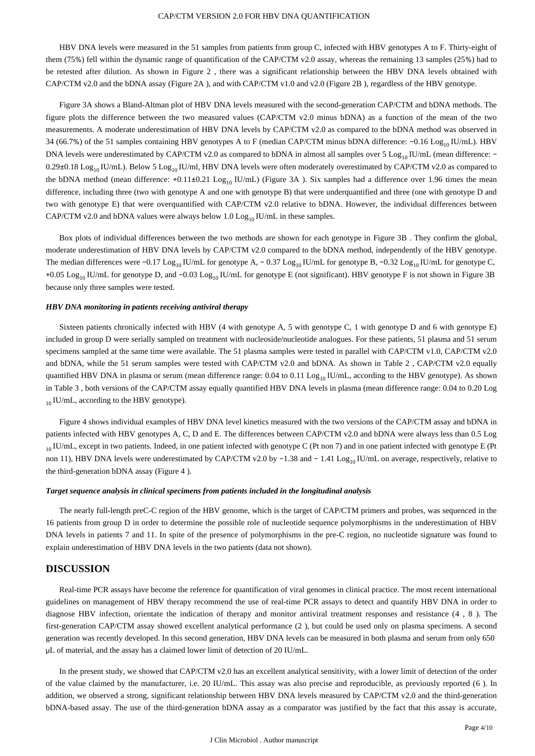HBV DNA levels were measured in the 51 samples from patients from group C, infected with HBV genotypes A to F. Thirty-eight of them (75%) fell within the dynamic range of quantification of the CAP/CTM v2.0 assay, whereas the remaining 13 samples (25%) had to be retested after dilution. As shown in Figure 2 , there was a significant relationship between the HBV DNA levels obtained with CAP/CTM v2.0 and the bDNA assay (Figure 2A ), and with CAP/CTM v1.0 and v2.0 (Figure 2B ), regardless of the HBV genotype.

Figure 3A shows a Bland-Altman plot of HBV DNA levels measured with the second-generation CAP/CTM and bDNA methods. The figure plots the difference between the two measured values (CAP/CTM v2.0 minus bDNA) as a function of the mean of the two measurements. A moderate underestimation of HBV DNA levels by CAP/CTM v2.0 as compared to the bDNA method was observed in 34 (66.7%) of the 51 samples containing HBV genotypes A to F (median CAP/CTM minus bDNA difference: −0.16 $Log_{10}$ IU/mL). HBV DNA levels were underestimated by CAP/CTM v2.0 as compared to bDNA in almost all samples over 5 $Log_{10}$ IU/mL (mean difference: −0.29±0.18 $Log_{10}$ IU/mL). Below 5 $Log_{10}$ IU/ml, HBV DNA levels were often moderately overestimated by CAP/CTM v2.0 as compared to the bDNA method (mean difference: +0.11±0.21 $Log_{10}$ IU/mL) (Figure 3A ). Six samples had a difference over 1.96 times the mean difference, including three (two with genotype A and one with genotype B) that were underquantified and three (one with genotype D and two with genotype E) that were overquantified with CAP/CTM v2.0 relative to bDNA. However, the individual differences between CAP/CTM v2.0 and bDNA values were always below 1.0 $Log_{10}$ IU/mL in these samples.

Box plots of individual differences between the two methods are shown for each genotype in Figure 3B . They confirm the global, moderate underestimation of HBV DNA levels by CAP/CTM v2.0 compared to the bDNA method, independently of the HBV genotype. The median differences were −0.17 $Log_{10}$ IU/mL for genotype A, − 0.37 $Log_{10}$ IU/mL for genotype B, −0.32 $Log_{10}$ IU/mL for genotype C, +0.05 $Log_{10}$ IU/mL for genotype D, and −0.03 $Log_{10}$ IU/mL for genotype E (not significant). HBV genotype F is not shown in Figure 3B because only three samples were tested.

#### *HBV DNA monitoring in patients receiving antiviral therapy*

Sixteen patients chronically infected with HBV (4 with genotype A, 5 with genotype C, 1 with genotype D and 6 with genotype E) included in group D were serially sampled on treatment with nucleoside/nucleotide analogues. For these patients, 51 plasma and 51 serum specimens sampled at the same time were available. The 51 plasma samples were tested in parallel with CAP/CTM v1.0, CAP/CTM v2.0 and bDNA, while the 51 serum samples were tested with CAP/CTM v2.0 and bDNA. As shown in Table 2 , CAP/CTM v2.0 equally quantified HBV DNA in plasma or serum (mean difference range: 0.04 to 0.11 $Log_{10}$ IU/mL, according to the HBV genotype). As shown in Table 3 , both versions of the CAP/CTM assay equally quantified HBV DNA levels in plasma (mean difference range: 0.04 to 0.20 $Log_{10}$ IU/mL, according to the HBV genotype).

Figure 4 shows individual examples of HBV DNA level kinetics measured with the two versions of the CAP/CTM assay and bDNA in patients infected with HBV genotypes A, C, D and E. The differences between CAP/CTM v2.0 and bDNA were always less than 0.5 $Log_{10}$ IU/mL, except in two patients. Indeed, in one patient infected with genotype C (Pt non 7) and in one patient infected with genotype E (Pt non 11), HBV DNA levels were underestimated by CAP/CTM v2.0 by −1.38 and − 1.41 $Log_{10}$ IU/mL on average, respectively, relative to the third-generation bDNA assay (Figure 4 ).

#### *Target sequence analysis in clinical specimens from patients included in the longitudinal analysis*

The nearly full-length preC-C region of the HBV genome, which is the target of CAP/CTM primers and probes, was sequenced in the 16 patients from group D in order to determine the possible role of nucleotide sequence polymorphisms in the underestimation of HBV DNA levels in patients 7 and 11. In spite of the presence of polymorphisms in the pre-C region, no nucleotide signature was found to explain underestimation of HBV DNA levels in the two patients (data not shown).

## DISCUSSION

Real-time PCR assays have become the reference for quantification of viral genomes in clinical practice. The most recent international guidelines on management of HBV therapy recommend the use of real-time PCR assays to detect and quantify HBV DNA in order to diagnose HBV infection, orientate the indication of therapy and monitor antiviral treatment responses and resistance (4 , 8 ). The first-generation CAP/CTM assay showed excellent analytical performance (2 ), but could be used only on plasma specimens. A second generation was recently developed. In this second generation, HBV DNA levels can be measured in both plasma and serum from only 650 μL of material, and the assay has a claimed lower limit of detection of 20 IU/mL.

In the present study, we showed that CAP/CTM v2.0 has an excellent analytical sensitivity, with a lower limit of detection of the order of the value claimed by the manufacturer, i.e. 20 IU/mL. This assay was also precise and reproducible, as previously reported (6 ). In addition, we observed a strong, significant relationship between HBV DNA levels measured by CAP/CTM v2.0 and the third-generation bDNA-based assay. The use of the third-generation bDNA assay as a comparator was justified by the fact that this assay is accurate,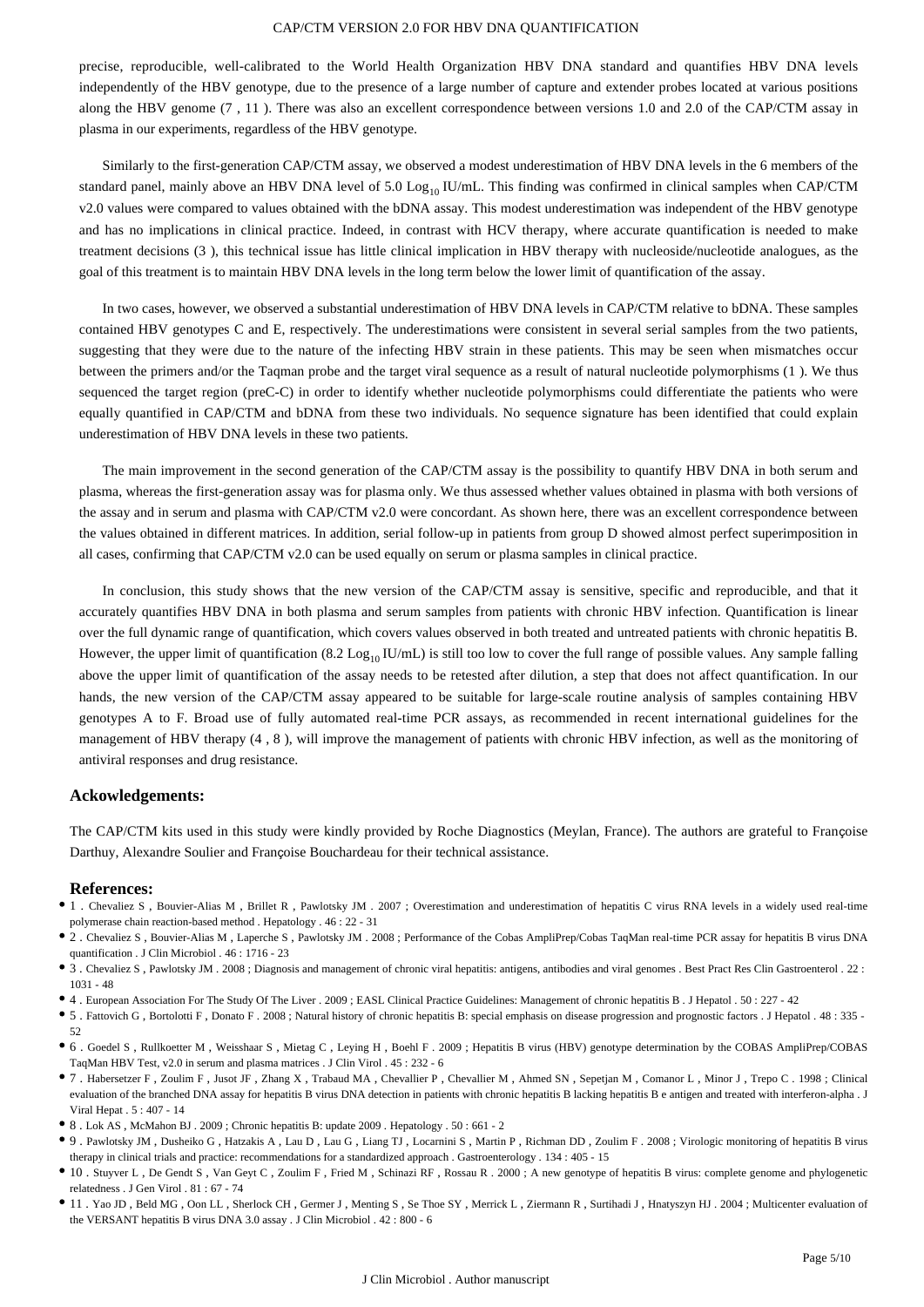precise, reproducible, well-calibrated to the World Health Organization HBV DNA standard and quantifies HBV DNA levels independently of the HBV genotype, due to the presence of a large number of capture and extender probes located at various positions along the HBV genome (7 , 11 ). There was also an excellent correspondence between versions 1.0 and 2.0 of the CAP/CTM assay in plasma in our experiments, regardless of the HBV genotype.

Similarly to the first-generation CAP/CTM assay, we observed a modest underestimation of HBV DNA levels in the 6 members of the standard panel, mainly above an HBV DNA level of 5.0 $\text{Log}_{10}$ IU/mL. This finding was confirmed in clinical samples when CAP/CTM v2.0 values were compared to values obtained with the bDNA assay. This modest underestimation was independent of the HBV genotype and has no implications in clinical practice. Indeed, in contrast with HCV therapy, where accurate quantification is needed to make treatment decisions (3 ), this technical issue has little clinical implication in HBV therapy with nucleoside/nucleotide analogues, as the goal of this treatment is to maintain HBV DNA levels in the long term below the lower limit of quantification of the assay.

In two cases, however, we observed a substantial underestimation of HBV DNA levels in CAP/CTM relative to bDNA. These samples contained HBV genotypes C and E, respectively. The underestimations were consistent in several serial samples from the two patients, suggesting that they were due to the nature of the infecting HBV strain in these patients. This may be seen when mismatches occur between the primers and/or the Taqman probe and the target viral sequence as a result of natural nucleotide polymorphisms (1 ). We thus sequenced the target region (preC-C) in order to identify whether nucleotide polymorphisms could differentiate the patients who were equally quantified in CAP/CTM and bDNA from these two individuals. No sequence signature has been identified that could explain underestimation of HBV DNA levels in these two patients.

The main improvement in the second generation of the CAP/CTM assay is the possibility to quantify HBV DNA in both serum and plasma, whereas the first-generation assay was for plasma only. We thus assessed whether values obtained in plasma with both versions of the assay and in serum and plasma with CAP/CTM v2.0 were concordant. As shown here, there was an excellent correspondence between the values obtained in different matrices. In addition, serial follow-up in patients from group D showed almost perfect superimposition in all cases, confirming that CAP/CTM v2.0 can be used equally on serum or plasma samples in clinical practice.

In conclusion, this study shows that the new version of the CAP/CTM assay is sensitive, specific and reproducible, and that it accurately quantifies HBV DNA in both plasma and serum samples from patients with chronic HBV infection. Quantification is linear over the full dynamic range of quantification, which covers values observed in both treated and untreated patients with chronic hepatitis B. However, the upper limit of quantification (8.2 $\text{Log}_{10}$ IU/mL) is still too low to cover the full range of possible values. Any sample falling above the upper limit of quantification of the assay needs to be retested after dilution, a step that does not affect quantification. In our hands, the new version of the CAP/CTM assay appeared to be suitable for large-scale routine analysis of samples containing HBV genotypes A to F. Broad use of fully automated real-time PCR assays, as recommended in recent international guidelines for the management of HBV therapy (4 , 8 ), will improve the management of patients with chronic HBV infection, as well as the monitoring of antiviral responses and drug resistance.

## Ackowledgements:

The CAP/CTM kits used in this study were kindly provided by Roche Diagnostics (Meylan, France). The authors are grateful to Françoise Darthuy, Alexandre Soulier and Françoise Bouchardeau for their technical assistance.

## References:

- 1 . Chevaliez S , Bouvier-Alias M , Brillet R , Pawlotsky JM . 2007 ; Overestimation and underestimation of hepatitis C virus RNA levels in a widely used real-time polymerase chain reaction-based method . Hepatology . 46 : 22 - 31
- 2 . Chevaliez S , Bouvier-Alias M , Laperche S , Pawlotsky JM . 2008 ; Performance of the Cobas AmpliPrep/Cobas TaqMan real-time PCR assay for hepatitis B virus DNA quantification . J Clin Microbiol . 46 : 1716 - 23
- 3 . Chevaliez S , Pawlotsky JM . 2008 ; Diagnosis and management of chronic viral hepatitis: antigens, antibodies and viral genomes . Best Pract Res Clin Gastroenterol . 22 : 1031 - 48
- 4 . European Association For The Study Of The Liver . 2009 ; EASL Clinical Practice Guidelines: Management of chronic hepatitis B . J Hepatol . 50 : 227 - 42
- 5 . Fattovich G , Bortolotti F , Donato F . 2008 ; Natural history of chronic hepatitis B: special emphasis on disease progression and prognostic factors . J Hepatol . 48 : 335 - 52
- 6 . Goedel S , Rullkoetter M , Weisshaar S , Mietag C , Leying H , Boehl F . 2009 ; Hepatitis B virus (HBV) genotype determination by the COBAS AmpliPrep/COBAS TaqMan HBV Test, v2.0 in serum and plasma matrices . J Clin Virol . 45 : 232 - 6
- 7 . Habersetzer F , Zoulim F , Jusot JF , Zhang X , Trabaud MA , Chevallier P , Chevallier M , Ahmed SN , Sepetjan M , Comanor L , Minor J , Trepo C . 1998 ; Clinical evaluation of the branched DNA assay for hepatitis B virus DNA detection in patients with chronic hepatitis B lacking hepatitis B e antigen and treated with interferon-alpha . J Viral Hepat . 5 : 407 - 14
- 8 . Lok AS , McMahon BJ . 2009 ; Chronic hepatitis B: update 2009 . Hepatology . 50 : 661 - 2
- 9 . Pawlotsky JM , Dusheiko G , Hatzakis A , Lau D , Lau G , Liang TJ , Locarnini S , Martin P , Richman DD , Zoulim F . 2008 ; Virologic monitoring of hepatitis B virus therapy in clinical trials and practice: recommendations for a standardized approach . Gastroenterology . 134 : 405 - 15
- 10 . Stuyver L , De Gendt S , Van Geyt C , Zoulim F , Fried M , Schinazi RF , Rossau R . 2000 ; A new genotype of hepatitis B virus: complete genome and phylogenetic relatedness . J Gen Virol . 81 : 67 - 74
- 11 . Yao JD , Beld MG , Oon LL , Sherlock CH , Germer J , Menting S , Se Thoe SY , Merrick L , Ziermann R , Surtihadi J , Hnatyszyn HJ . 2004 ; Multicenter evaluation of the VERSANT hepatitis B virus DNA 3.0 assay . J Clin Microbiol . 42 : 800 - 6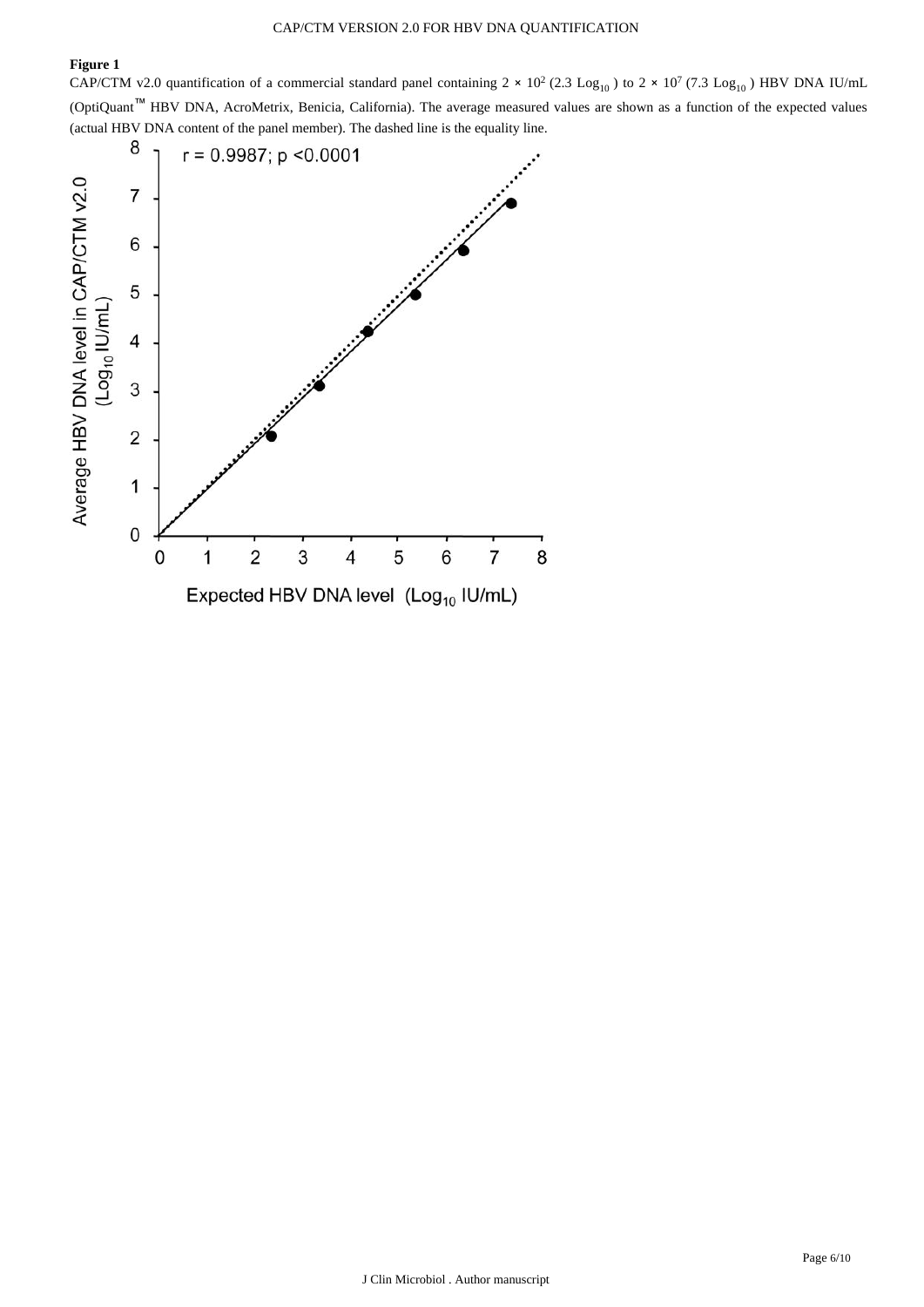**Figure 1**

CAP/CTM v2.0 quantification of a commercial standard panel containing $2 \times 10^2$ (2.3 $Log_{10}$) to $2 \times 10^7$ (7.3 $Log_{10}$) HBV DNA IU/mL (OptiQuant™ HBV DNA, AcroMetrix, Benicia, California). The average measured values are shown as a function of the expected values (actual HBV DNA content of the panel member). The dashed line is the equality line.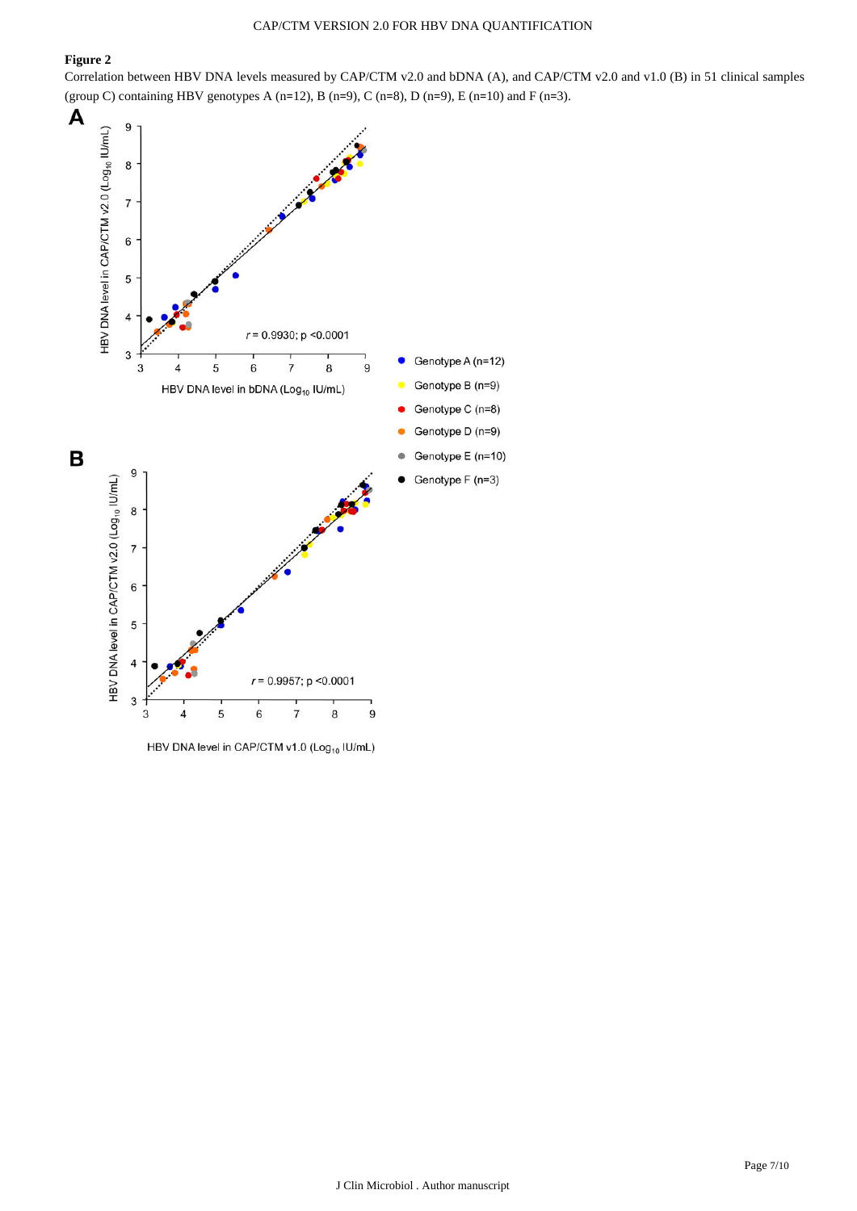**Figure 2**

Correlation between HBV DNA levels measured by CAP/CTM v2.0 and bDNA (A), and CAP/CTM v2.0 and v1.0 (B) in 51 clinical samples (group C) containing HBV genotypes A (n=12), B (n=9), C (n=8), D (n=9), E (n=10) and F (n=3).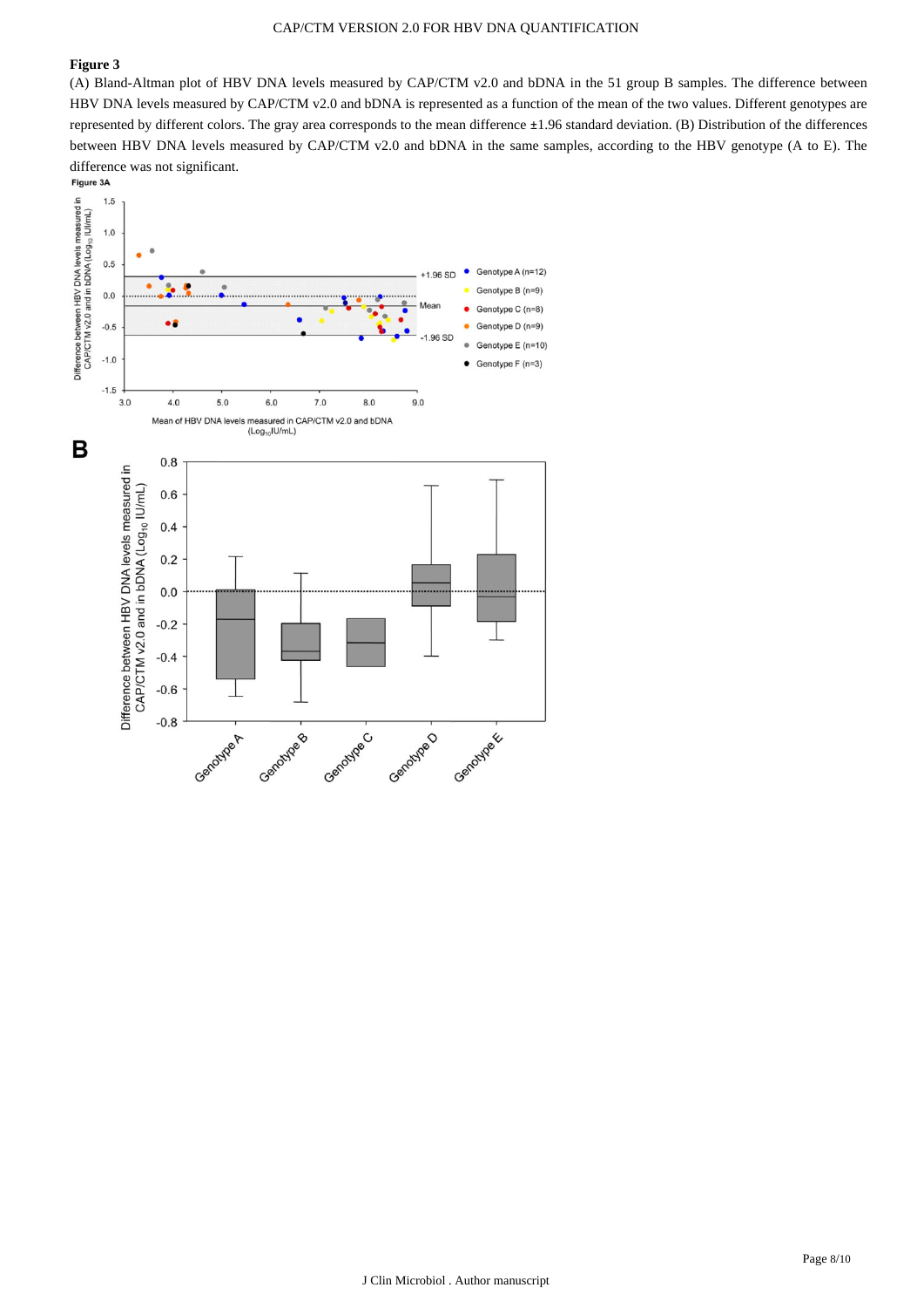**Figure 3**

(A) Bland-Altman plot of HBV DNA levels measured by CAP/CTM v2.0 and bDNA in the 51 group B samples. The difference between HBV DNA levels measured by CAP/CTM v2.0 and bDNA is represented as a function of the mean of the two values. Different genotypes are represented by different colors. The gray area corresponds to the mean difference ±1.96 standard deviation. (B) Distribution of the differences between HBV DNA levels measured by CAP/CTM v2.0 and bDNA in the same samples, according to the HBV genotype (A to E). The difference was not significant.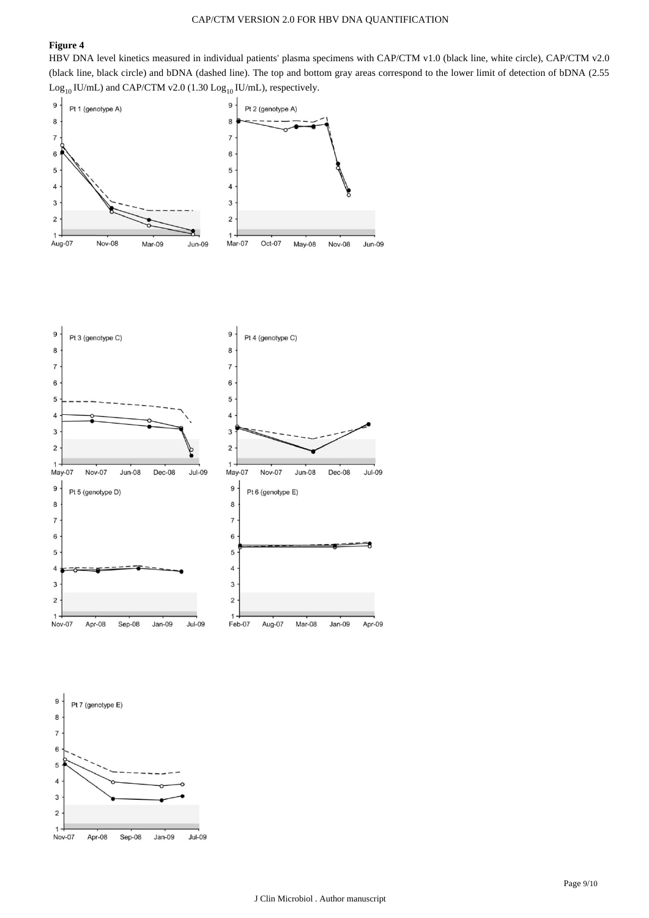**Figure 4**

HBV DNA level kinetics measured in individual patients' plasma specimens with CAP/CTM v1.0 (black line, white circle), CAP/CTM v2.0 (black line, black circle) and bDNA (dashed line). The top and bottom gray areas correspond to the lower limit of detection of bDNA (2.55 $Log_{10}$ IU/mL) and CAP/CTM v2.0 (1.30 $Log_{10}$ IU/mL), respectively.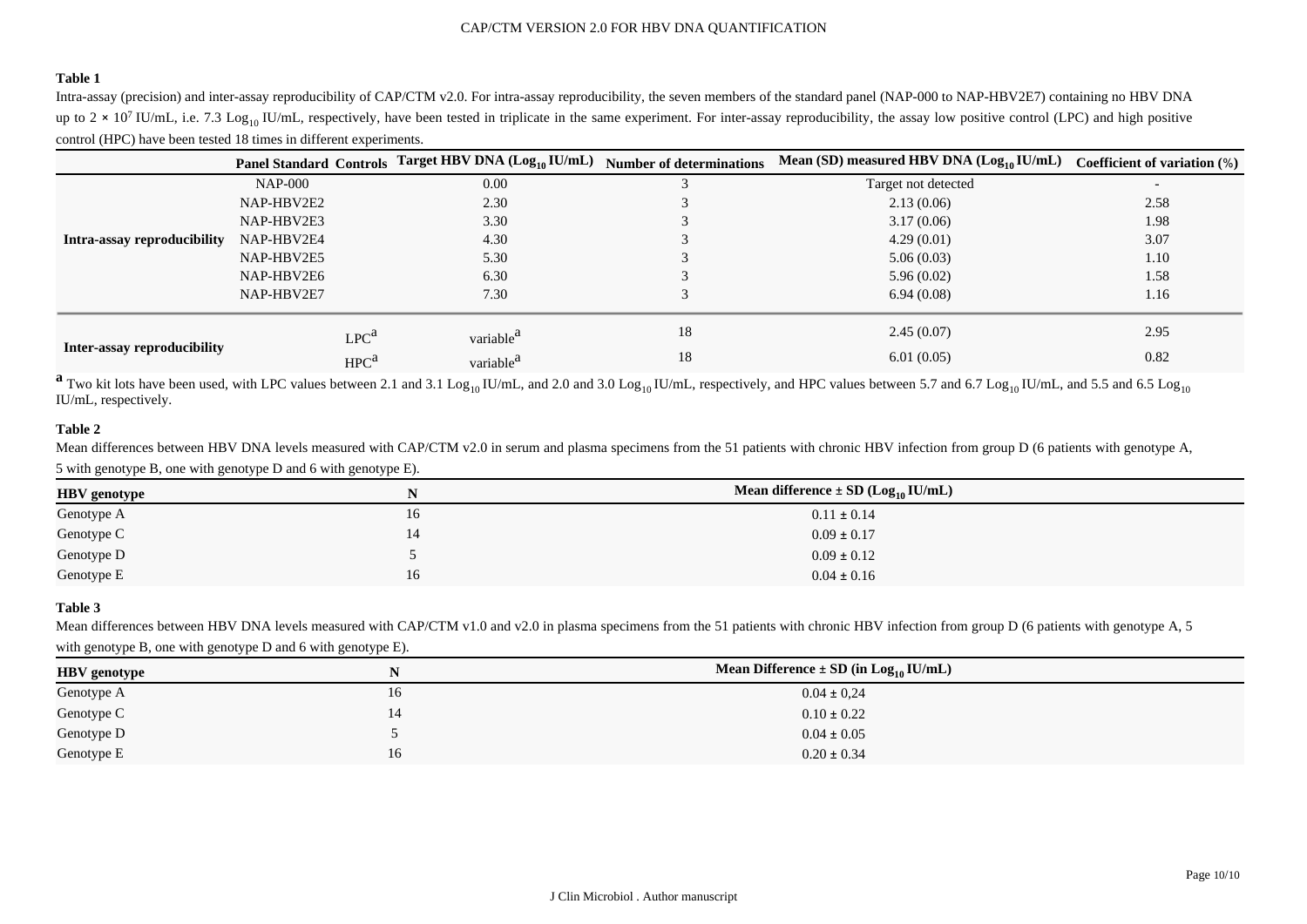**Table 1**

Intra-assay (precision) and inter-assay reproducibility of CAP/CTM v2.0. For intra-assay reproducibility, the seven members of the standard panel (NAP-000 to NAP-HBV2E7) containing no HBV DNA up to $2 \times 10^7$ IU/mL, i.e. 7.3 $Log_{10}$ IU/mL, respectively, have been tested in triplicate in the same experiment. For inter-assay reproducibility, the assay low positive control (LPC) and high positive control (HPC) have been tested 18 times in different experiments.

| | Panel Standard | Controls | Target HBV DNA ($Log_{10}$ IU/mL) | Number of determinations | Mean (SD) measured HBV DNA ($Log_{10}$ IU/mL) | Coefficient of variation (%) |
|---|---|---|---|---|---|---|
| Intra-assay reproducibility | NAP-000 | | 0.00 | 3 | Target not detected | - |
| | NAP-HBV2E2 | | 2.30 | 3 | 2.13 (0.06) | 2.58 |
| | NAP-HBV2E3 | | 3.30 | 3 | 3.17 (0.06) | 1.98 |
| | NAP-HBV2E4 | | 4.30 | 3 | 4.29 (0.01) | 3.07 |
| | NAP-HBV2E5 | | 5.30 | 3 | 5.06 (0.03) | 1.10 |
| | NAP-HBV2E6 | | 6.30 | 3 | 5.96 (0.02) | 1.58 |
| | NAP-HBV2E7 | | 7.30 | 3 | 6.94 (0.08) | 1.16 |
| Inter-assay reproducibility | | LPC[a] | variable[a] | 18 | 2.45 (0.07) | 2.95 |
| | | HPC[a] | variable[a] | 18 | 6.01 (0.05) | 0.82 |

[a] Two kit lots have been used, with LPC values between 2.1 and 3.1 $Log_{10}$ IU/mL, and 2.0 and 3.0 $Log_{10}$ IU/mL, respectively, and HPC values between 5.7 and 6.7 $Log_{10}$ IU/mL, and 5.5 and 6.5 $Log_{10}$ IU/mL, respectively.

**Table 2**

Mean differences between HBV DNA levels measured with CAP/CTM v2.0 in serum and plasma specimens from the 51 patients with chronic HBV infection from group D (6 patients with genotype A, 5 with genotype B, one with genotype D and 6 with genotype E).

| HBV genotype | N | Mean difference ± SD ($Log_{10}$ IU/mL) |
|---|---|---|
| Genotype A | 16 | 0.11 ± 0.14 |
| Genotype C | 14 | 0.09 ± 0.17 |
| Genotype D | 5 | 0.09 ± 0.12 |
| Genotype E | 16 | 0.04 ± 0.16 |

**Table 3**

Mean differences between HBV DNA levels measured with CAP/CTM v1.0 and v2.0 in plasma specimens from the 51 patients with chronic HBV infection from group D (6 patients with genotype A, 5 with genotype B, one with genotype D and 6 with genotype E).

| HBV genotype | N | Mean Difference ± SD (in $Log_{10}$ IU/mL) |
|---|---|---|
| Genotype A | 16 | 0.04 ± 0,24 |
| Genotype C | 14 | 0.10 ± 0.22 |
| Genotype D | 5 | 0.04 ± 0.05 |
| Genotype E | 16 | 0.20 ± 0.34 |